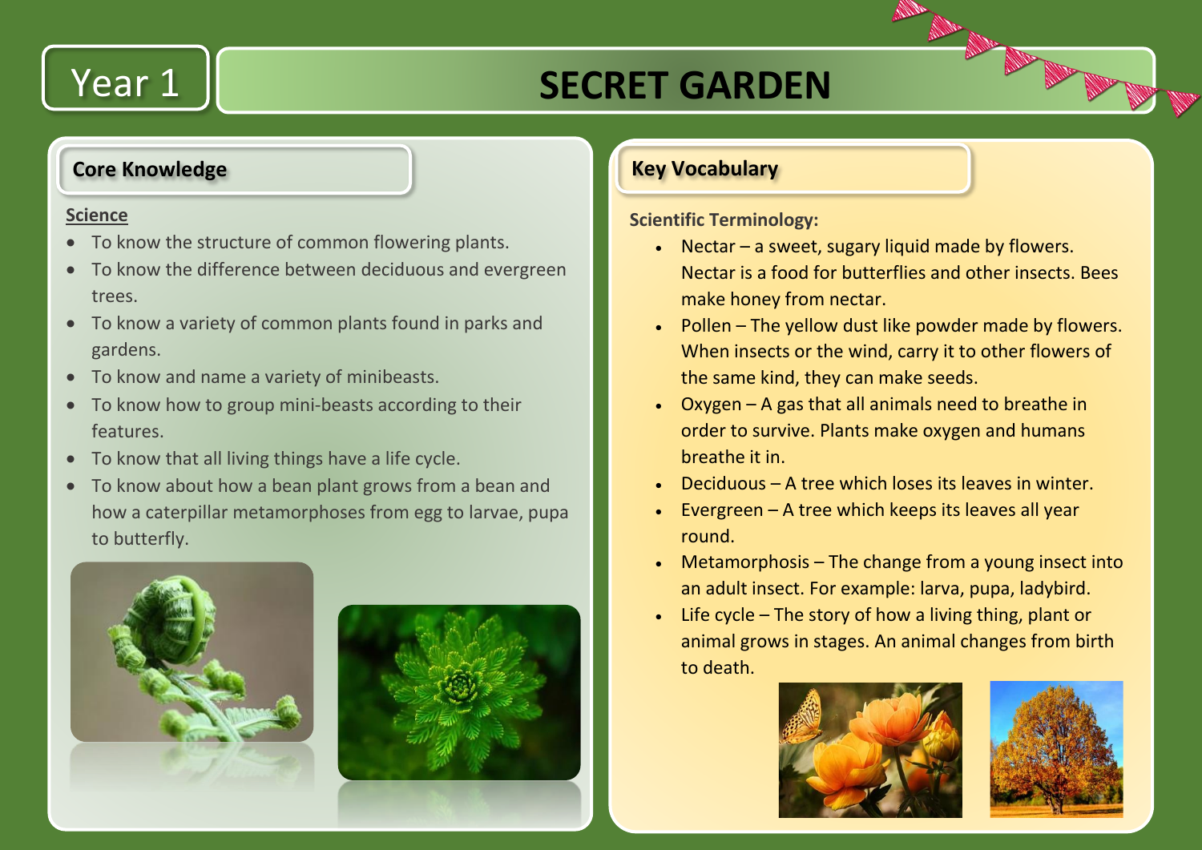# Year 1

# SECRET GARDEN

## Core Knowledge

**Science**

- To know the structure of common flowering plants.
- To know the difference between deciduous and evergreen trees.
- To know a variety of common plants found in parks and gardens.
- To know and name a variety of minibeasts.
- To know how to group mini-beasts according to their features.
- To know that all living things have a life cycle.
- To know about how a bean plant grows from a bean and how a caterpillar metamorphoses from egg to larvae, pupa to butterfly.

## Key Vocabulary

**Scientific Terminology:**

- Nectar – a sweet, sugary liquid made by flowers. Nectar is a food for butterflies and other insects. Bees make honey from nectar.
- Pollen – The yellow dust like powder made by flowers. When insects or the wind, carry it to other flowers of the same kind, they can make seeds.
- Oxygen – A gas that all animals need to breathe in order to survive. Plants make oxygen and humans breathe it in.
- Deciduous – A tree which loses its leaves in winter.
- Evergreen – A tree which keeps its leaves all year round.
- Metamorphosis – The change from a young insect into an adult insect. For example: larva, pupa, ladybird.
- Life cycle – The story of how a living thing, plant or animal grows in stages. An animal changes from birth to death.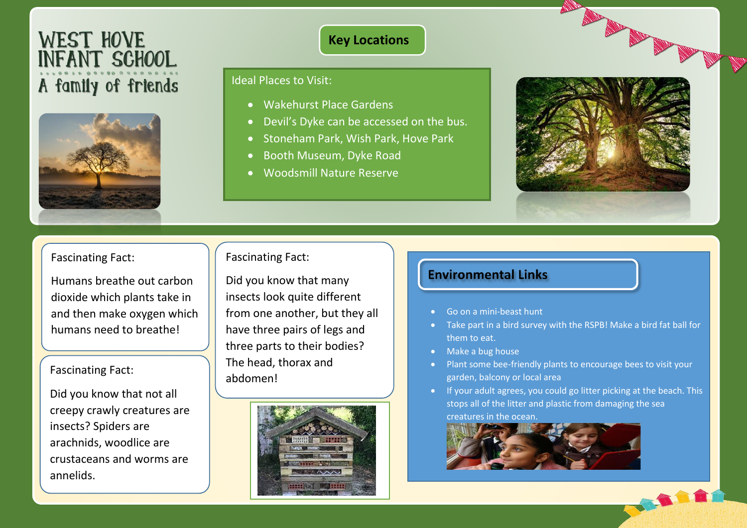# WEST HOVE INFANT SCHOOL

A family of friends

## Key Locations

Ideal Places to Visit:

- Wakehurst Place Gardens
- Devil's Dyke can be accessed on the bus.
- Stoneham Park, Wish Park, Hove Park
- Booth Museum, Dyke Road
- Woodsmill Nature Reserve

Fascinating Fact:

Humans breathe out carbon dioxide which plants take in and then make oxygen which humans need to breathe!

Fascinating Fact:

Did you know that not all creepy crawly creatures are insects? Spiders are arachnids, woodlice are crustaceans and worms are annelids.

Fascinating Fact:

Did you know that many insects look quite different from one another, but they all have three pairs of legs and three parts to their bodies? The head, thorax and abdomen!

## Environmental Links

- Go on a mini-beast hunt
- Take part in a bird survey with the RSPB! Make a bird fat ball for them to eat.
- Make a bug house
- Plant some bee-friendly plants to encourage bees to visit your garden, balcony or local area
- If your adult agrees, you could go litter picking at the beach. This stops all of the litter and plastic from damaging the sea creatures in the ocean.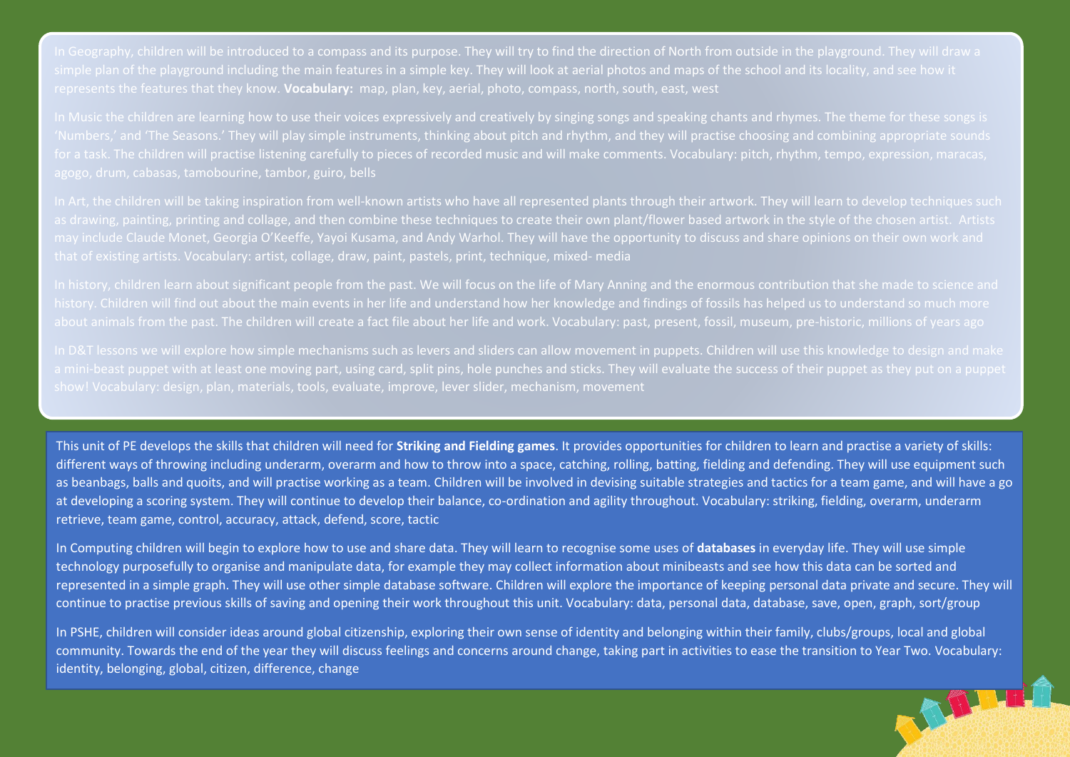In Geography, children will be introduced to a compass and its purpose. They will try to find the direction of North from outside in the playground. They will draw a simple plan of the playground including the main features in a simple key. They will look at aerial photos and maps of the school and its locality, and see how it represents the features that they know. **Vocabulary:** map, plan, key, aerial, photo, compass, north, south, east, west

In Music the children are learning how to use their voices expressively and creatively by singing songs and speaking chants and rhymes. The theme for these songs is 'Numbers,' and 'The Seasons.' They will play simple instruments, thinking about pitch and rhythm, and they will practise choosing and combining appropriate sounds for a task. The children will practise listening carefully to pieces of recorded music and will make comments. Vocabulary: pitch, rhythm, tempo, expression, maracas, agogo, drum, cabasas, tamobourine, tambor, guiro, bells

In Art, the children will be taking inspiration from well-known artists who have all represented plants through their artwork. They will learn to develop techniques such as drawing, painting, printing and collage, and then combine these techniques to create their own plant/flower based artwork in the style of the chosen artist. Artists may include Claude Monet, Georgia O'Keeffe, Yayoi Kusama, and Andy Warhol. They will have the opportunity to discuss and share opinions on their own work and that of existing artists. Vocabulary: artist, collage, draw, paint, pastels, print, technique, mixed- media

In history, children learn about significant people from the past. We will focus on the life of Mary Anning and the enormous contribution that she made to science and history. Children will find out about the main events in her life and understand how her knowledge and findings of fossils has helped us to understand so much more about animals from the past. The children will create a fact file about her life and work. Vocabulary: past, present, fossil, museum, pre-historic, millions of years ago

In D&T lessons we will explore how simple mechanisms such as levers and sliders can allow movement in puppets. Children will use this knowledge to design and make a mini-beast puppet with at least one moving part, using card, split pins, hole punches and sticks. They will evaluate the success of their puppet as they put on a puppet show! Vocabulary: design, plan, materials, tools, evaluate, improve, lever slider, mechanism, movement

This unit of PE develops the skills that children will need for **Striking and Fielding games**. It provides opportunities for children to learn and practise a variety of skills: different ways of throwing including underarm, overarm and how to throw into a space, catching, rolling, batting, fielding and defending. They will use equipment such as beanbags, balls and quoits, and will practise working as a team. Children will be involved in devising suitable strategies and tactics for a team game, and will have a go at developing a scoring system. They will continue to develop their balance, co-ordination and agility throughout. Vocabulary: striking, fielding, overarm, underarm retrieve, team game, control, accuracy, attack, defend, score, tactic

In Computing children will begin to explore how to use and share data. They will learn to recognise some uses of **databases** in everyday life. They will use simple technology purposefully to organise and manipulate data, for example they may collect information about minibeasts and see how this data can be sorted and represented in a simple graph. They will use other simple database software. Children will explore the importance of keeping personal data private and secure. They will continue to practise previous skills of saving and opening their work throughout this unit. Vocabulary: data, personal data, database, save, open, graph, sort/group

In PSHE, children will consider ideas around global citizenship, exploring their own sense of identity and belonging within their family, clubs/groups, local and global community. Towards the end of the year they will discuss feelings and concerns around change, taking part in activities to ease the transition to Year Two. Vocabulary: identity, belonging, global, citizen, difference, change